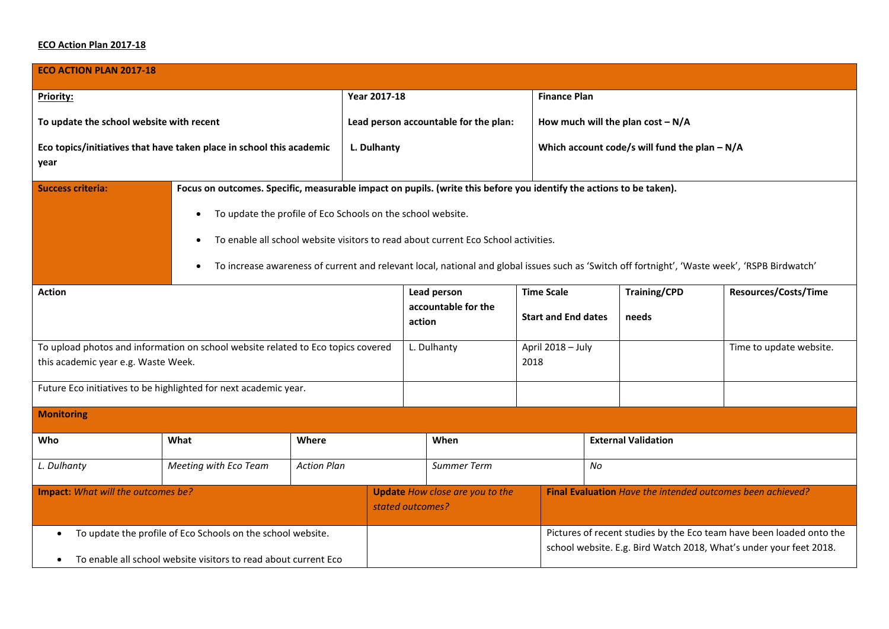**ECO Action Plan 2017-18**

| **ECO ACTION PLAN 2017-18** | | |
|---|---|---|
| **Priority:**<br><br>**To update the school website with recent**<br><br>**Eco topics/initiatives that have taken place in school this academic year** | **Year 2017-18**<br><br>**Lead person accountable for the plan:**<br><br>**L. Dulhanty** | **Finance Plan**<br><br>**How much will the plan cost – N/A**<br><br>**Which account code/s will fund the plan – N/A** |

| **Success criteria:** | **Focus on outcomes. Specific, measurable impact on pupils. (write this before you identify the actions to be taken).**<br><br>• To update the profile of Eco Schools on the school website.<br>• To enable all school website visitors to read about current Eco School activities.<br>• To increase awareness of current and relevant local, national and global issues such as 'Switch off fortnight', 'Waste week', 'RSPB Birdwatch' |
|---|---|

| **Action** | **Lead person accountable for the action** | **Time Scale**<br><br>**Start and End dates** | **Training/CPD needs** | **Resources/Costs/Time** |
|---|---|---|---|---|
| To upload photos and information on school website related to Eco topics covered this academic year e.g. Waste Week. | L. Dulhanty | April 2018 – July 2018 | | Time to update website. |
| Future Eco initiatives to be highlighted for next academic year. | | | | |

| **Monitoring** | | | | |
|---|---|---|---|---|
| **Who** | **What** | **Where** | **When** | **External Validation** |
| *L. Dulhanty* | *Meeting with Eco Team* | *Action Plan* | *Summer Term* | *No* |

| **Impact:** *What will the outcomes be?* | **Update** *How close are you to the stated outcomes?* | **Final Evaluation** *Have the intended outcomes been achieved?* |
|---|---|---|
| • To update the profile of Eco Schools on the school website.<br>• To enable all school website visitors to read about current Eco | | Pictures of recent studies by the Eco team have been loaded onto the school website. E.g. Bird Watch 2018, What's under your feet 2018. |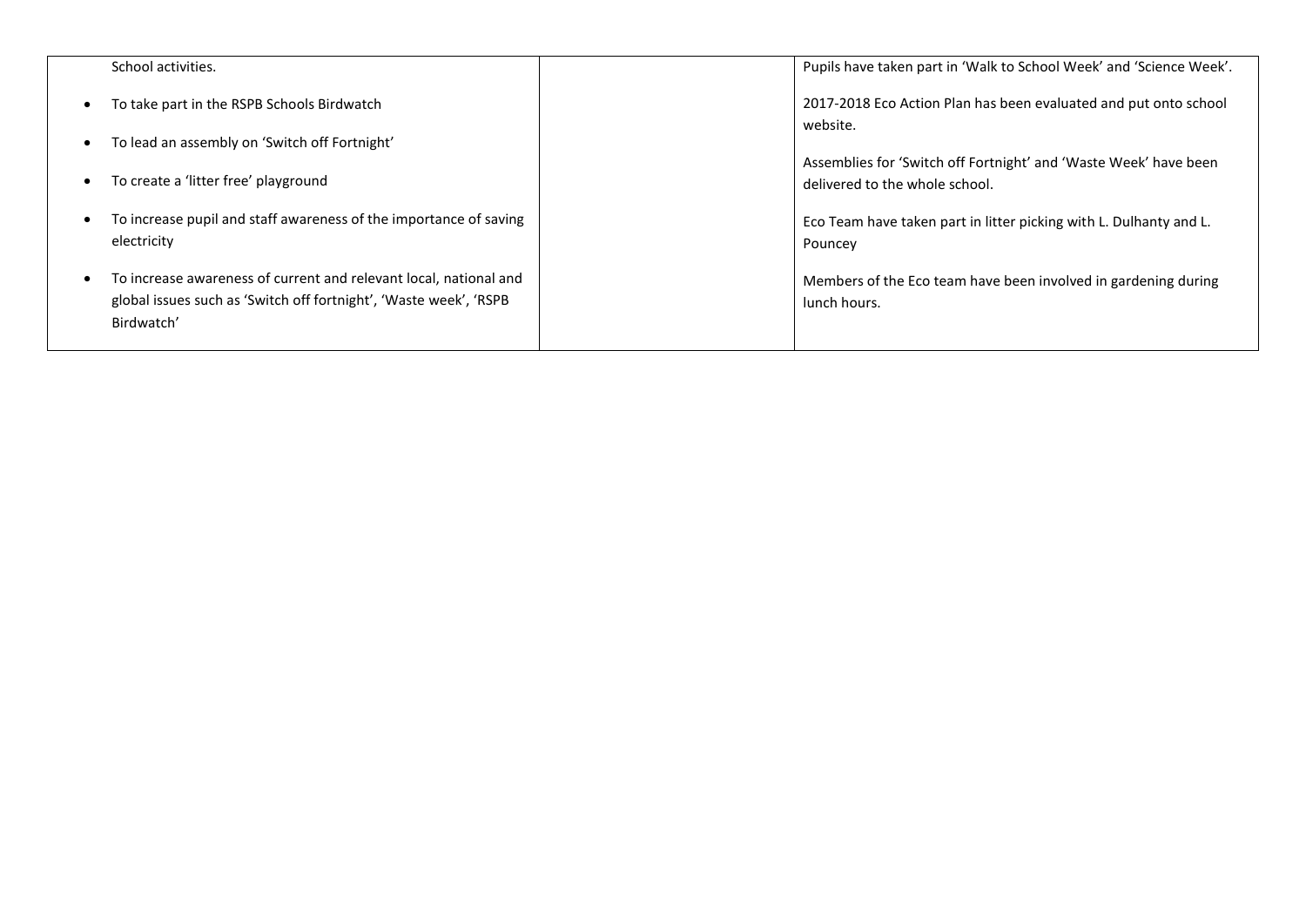| | | |
|---|---|---|
| School activities.<br><br>• To take part in the RSPB Schools Birdwatch<br><br>• To lead an assembly on 'Switch off Fortnight'<br><br>• To create a 'litter free' playground<br><br>• To increase pupil and staff awareness of the importance of saving electricity<br><br>• To increase awareness of current and relevant local, national and global issues such as 'Switch off fortnight', 'Waste week', 'RSPB Birdwatch' | | Pupils have taken part in 'Walk to School Week' and 'Science Week'.<br><br>2017-2018 Eco Action Plan has been evaluated and put onto school website.<br><br>Assemblies for 'Switch off Fortnight' and 'Waste Week' have been delivered to the whole school.<br><br>Eco Team have taken part in litter picking with L. Dulhanty and L. Pouncey<br><br>Members of the Eco team have been involved in gardening during lunch hours. |